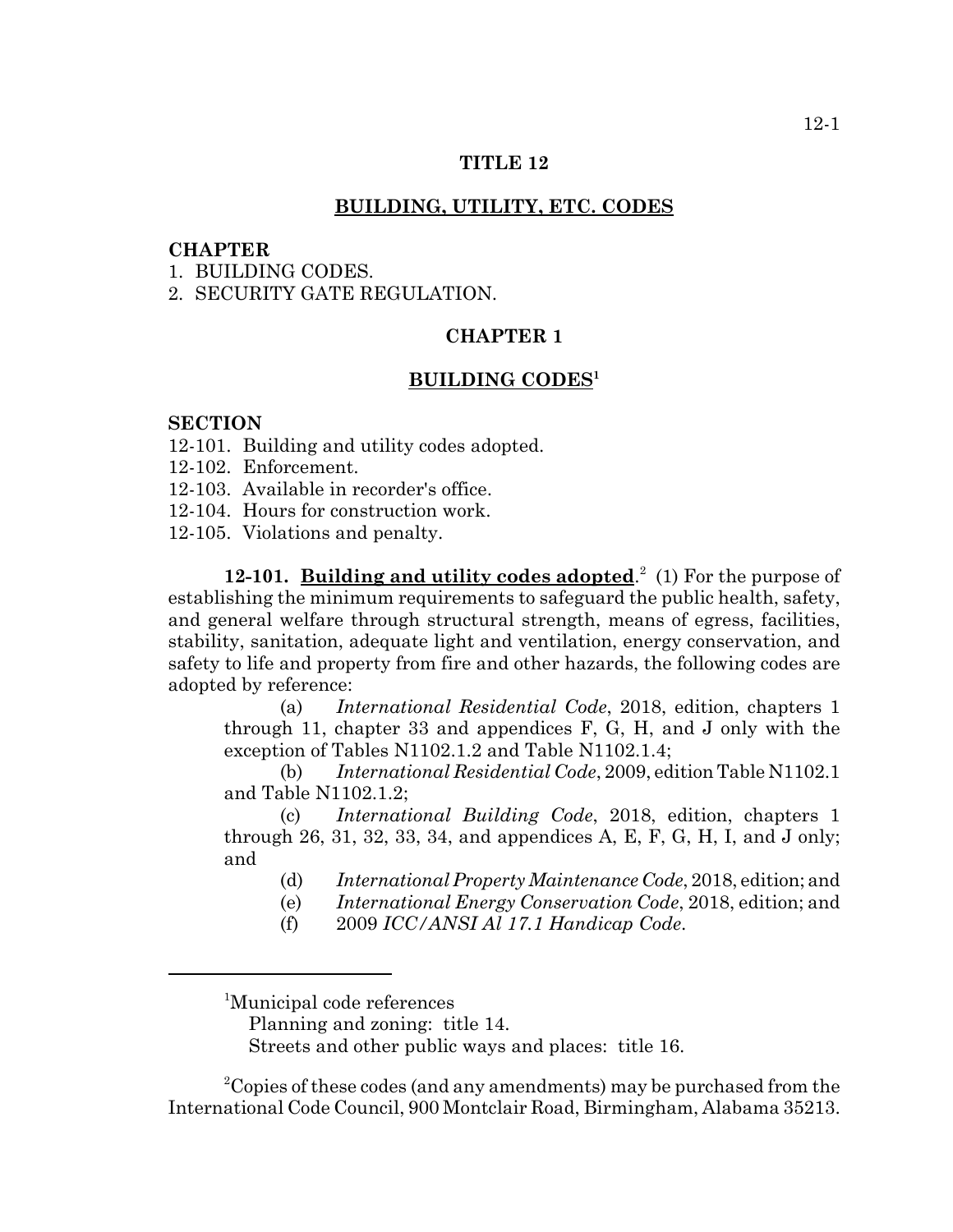# TITLE 12

## BUILDING, UTILITY, ETC. CODES

**CHAPTER**

1. BUILDING CODES.
2. SECURITY GATE REGULATION.

## CHAPTER 1

## BUILDING CODES[1]

**SECTION**

12-101. Building and utility codes adopted.
12-102. Enforcement.
12-103. Available in recorder's office.
12-104. Hours for construction work.
12-105. Violations and penalty.

**12-101. Building and utility codes adopted**.[2] (1) For the purpose of establishing the minimum requirements to safeguard the public health, safety, and general welfare through structural strength, means of egress, facilities, stability, sanitation, adequate light and ventilation, energy conservation, and safety to life and property from fire and other hazards, the following codes are adopted by reference:

(a) *International Residential Code*, 2018, edition, chapters 1 through 11, chapter 33 and appendices F, G, H, and J only with the exception of Tables N1102.1.2 and Table N1102.1.4;

(b) *International Residential Code*, 2009, edition Table N1102.1 and Table N1102.1.2;

(c) *International Building Code*, 2018, edition, chapters 1 through 26, 31, 32, 33, 34, and appendices A, E, F, G, H, I, and J only; and

(d) *International Property Maintenance Code*, 2018, edition; and

(e) *International Energy Conservation Code*, 2018, edition; and

(f) 2009 *ICC/ANSI Al 17.1 Handicap Code*.

---

[1]Municipal code references
Planning and zoning: title 14.
Streets and other public ways and places: title 16.

[2]Copies of these codes (and any amendments) may be purchased from the International Code Council, 900 Montclair Road, Birmingham, Alabama 35213.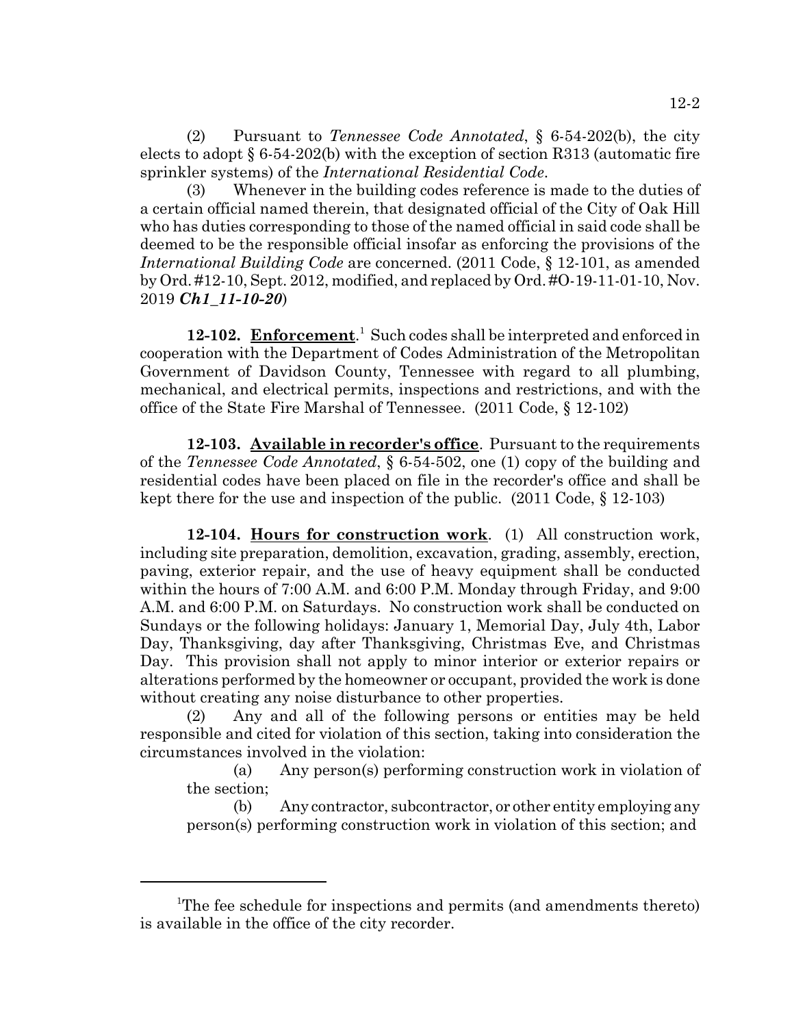(2) Pursuant to *Tennessee Code Annotated*, § 6-54-202(b), the city elects to adopt § 6-54-202(b) with the exception of section R313 (automatic fire sprinkler systems) of the *International Residential Code*.

(3) Whenever in the building codes reference is made to the duties of a certain official named therein, that designated official of the City of Oak Hill who has duties corresponding to those of the named official in said code shall be deemed to be the responsible official insofar as enforcing the provisions of the *International Building Code* are concerned. (2011 Code, § 12-101, as amended by Ord. #12-10, Sept. 2012, modified, and replaced by Ord. #O-19-11-01-10, Nov. 2019 ***Ch1_11-10-20***)

**12-102. Enforcement**.[1] Such codes shall be interpreted and enforced in cooperation with the Department of Codes Administration of the Metropolitan Government of Davidson County, Tennessee with regard to all plumbing, mechanical, and electrical permits, inspections and restrictions, and with the office of the State Fire Marshal of Tennessee. (2011 Code, § 12-102)

**12-103. Available in recorder's office**. Pursuant to the requirements of the *Tennessee Code Annotated*, § 6-54-502, one (1) copy of the building and residential codes have been placed on file in the recorder's office and shall be kept there for the use and inspection of the public. (2011 Code, § 12-103)

**12-104. Hours for construction work**. (1) All construction work, including site preparation, demolition, excavation, grading, assembly, erection, paving, exterior repair, and the use of heavy equipment shall be conducted within the hours of 7:00 A.M. and 6:00 P.M. Monday through Friday, and 9:00 A.M. and 6:00 P.M. on Saturdays. No construction work shall be conducted on Sundays or the following holidays: January 1, Memorial Day, July 4th, Labor Day, Thanksgiving, day after Thanksgiving, Christmas Eve, and Christmas Day. This provision shall not apply to minor interior or exterior repairs or alterations performed by the homeowner or occupant, provided the work is done without creating any noise disturbance to other properties.

(2) Any and all of the following persons or entities may be held responsible and cited for violation of this section, taking into consideration the circumstances involved in the violation:

(a) Any person(s) performing construction work in violation of the section;

(b) Any contractor, subcontractor, or other entity employing any person(s) performing construction work in violation of this section; and

---

[1]The fee schedule for inspections and permits (and amendments thereto) is available in the office of the city recorder.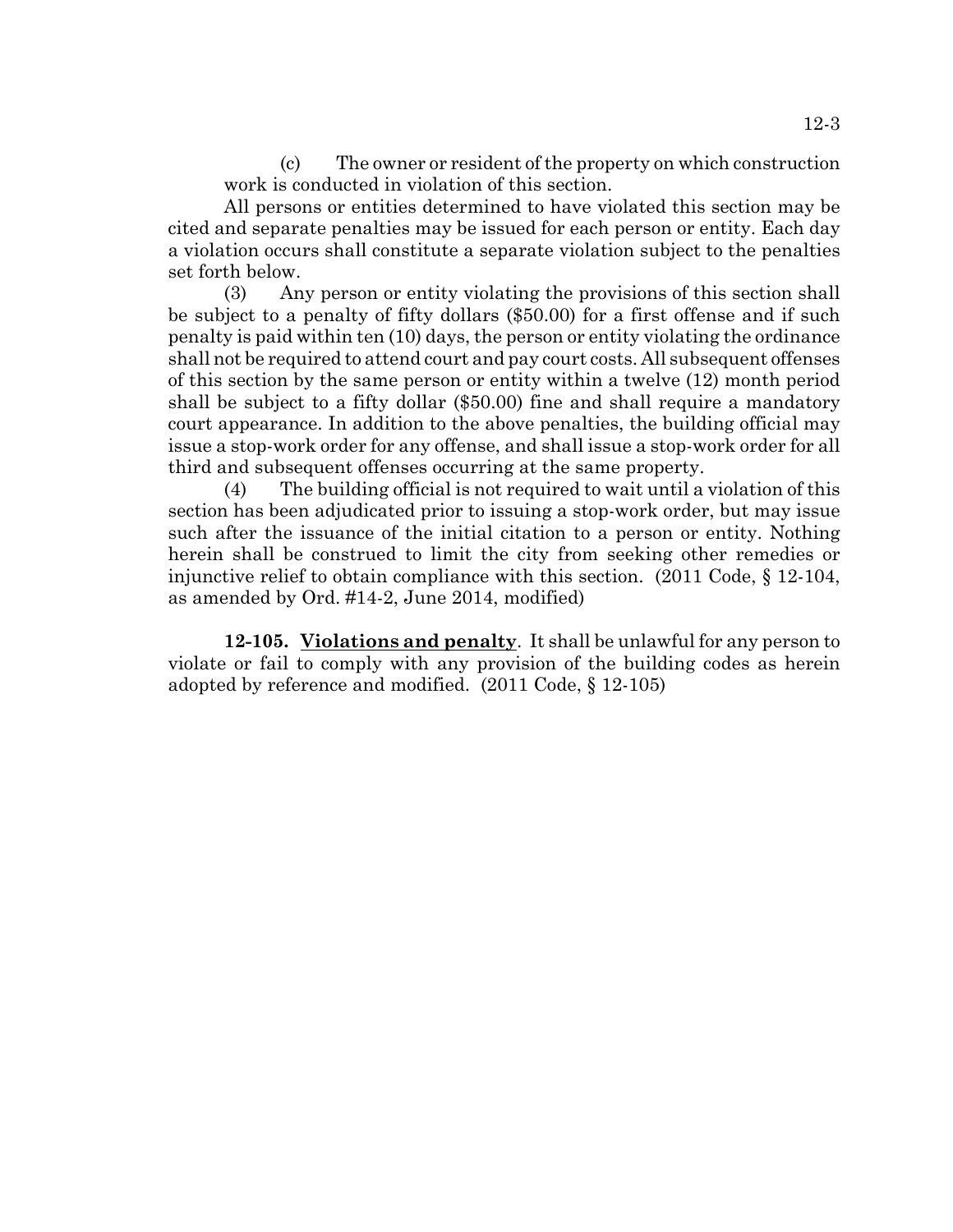(c) The owner or resident of the property on which construction work is conducted in violation of this section.

All persons or entities determined to have violated this section may be cited and separate penalties may be issued for each person or entity. Each day a violation occurs shall constitute a separate violation subject to the penalties set forth below.

(3) Any person or entity violating the provisions of this section shall be subject to a penalty of fifty dollars ($50.00) for a first offense and if such penalty is paid within ten (10) days, the person or entity violating the ordinance shall not be required to attend court and pay court costs. All subsequent offenses of this section by the same person or entity within a twelve (12) month period shall be subject to a fifty dollar ($50.00) fine and shall require a mandatory court appearance. In addition to the above penalties, the building official may issue a stop-work order for any offense, and shall issue a stop-work order for all third and subsequent offenses occurring at the same property.

(4) The building official is not required to wait until a violation of this section has been adjudicated prior to issuing a stop-work order, but may issue such after the issuance of the initial citation to a person or entity. Nothing herein shall be construed to limit the city from seeking other remedies or injunctive relief to obtain compliance with this section. (2011 Code, § 12-104, as amended by Ord. #14-2, June 2014, modified)

**12-105. <u>Violations and penalty</u>**. It shall be unlawful for any person to violate or fail to comply with any provision of the building codes as herein adopted by reference and modified. (2011 Code, § 12-105)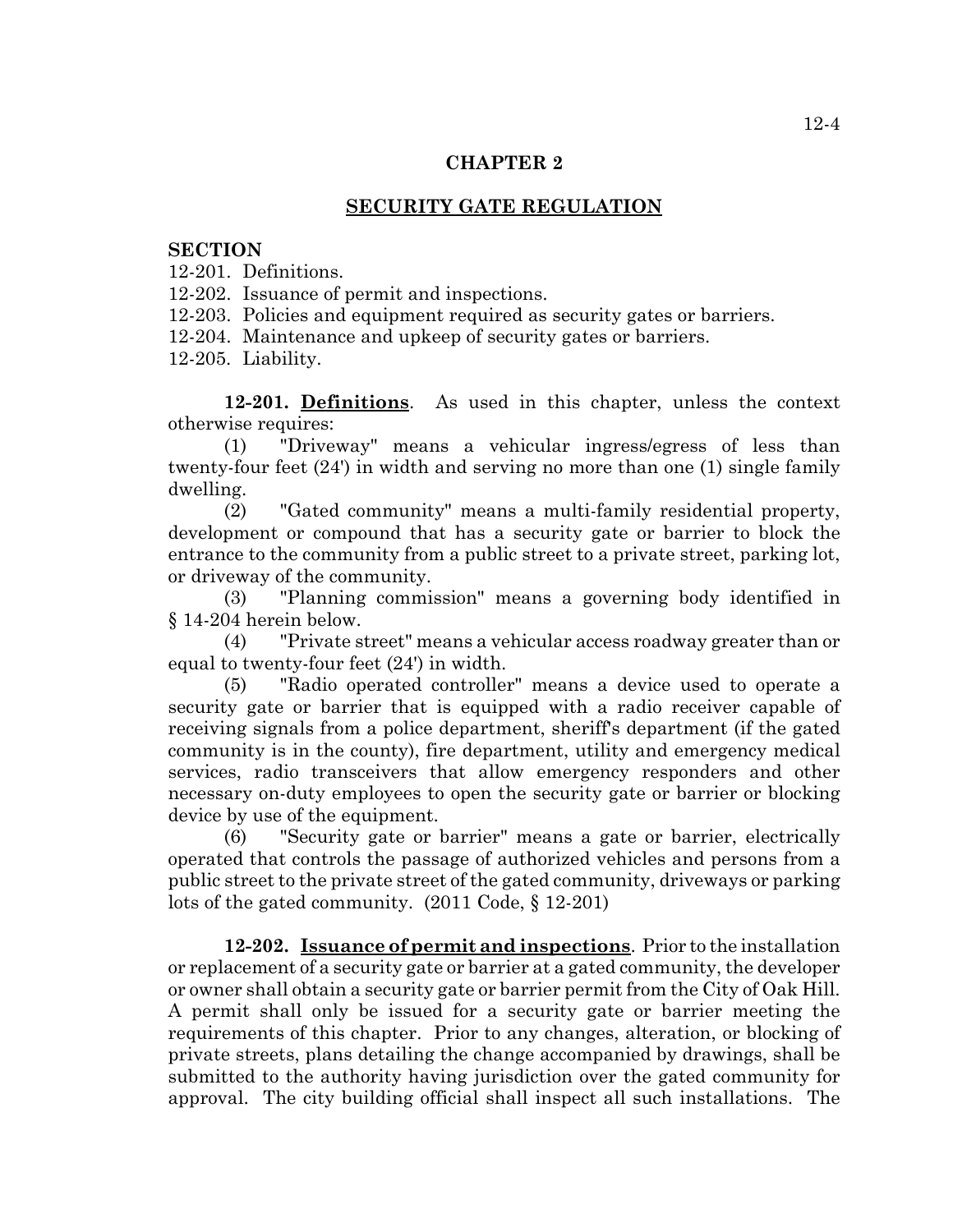## CHAPTER 2

## SECURITY GATE REGULATION

**SECTION**

12-201. Definitions.
12-202. Issuance of permit and inspections.
12-203. Policies and equipment required as security gates or barriers.
12-204. Maintenance and upkeep of security gates or barriers.
12-205. Liability.

**12-201. Definitions**. As used in this chapter, unless the context otherwise requires:

(1) "Driveway" means a vehicular ingress/egress of less than twenty-four feet (24') in width and serving no more than one (1) single family dwelling.

(2) "Gated community" means a multi-family residential property, development or compound that has a security gate or barrier to block the entrance to the community from a public street to a private street, parking lot, or driveway of the community.

(3) "Planning commission" means a governing body identified in § 14-204 herein below.

(4) "Private street" means a vehicular access roadway greater than or equal to twenty-four feet (24') in width.

(5) "Radio operated controller" means a device used to operate a security gate or barrier that is equipped with a radio receiver capable of receiving signals from a police department, sheriff's department (if the gated community is in the county), fire department, utility and emergency medical services, radio transceivers that allow emergency responders and other necessary on-duty employees to open the security gate or barrier or blocking device by use of the equipment.

(6) "Security gate or barrier" means a gate or barrier, electrically operated that controls the passage of authorized vehicles and persons from a public street to the private street of the gated community, driveways or parking lots of the gated community. (2011 Code, § 12-201)

**12-202. Issuance of permit and inspections**. Prior to the installation or replacement of a security gate or barrier at a gated community, the developer or owner shall obtain a security gate or barrier permit from the City of Oak Hill. A permit shall only be issued for a security gate or barrier meeting the requirements of this chapter. Prior to any changes, alteration, or blocking of private streets, plans detailing the change accompanied by drawings, shall be submitted to the authority having jurisdiction over the gated community for approval. The city building official shall inspect all such installations. The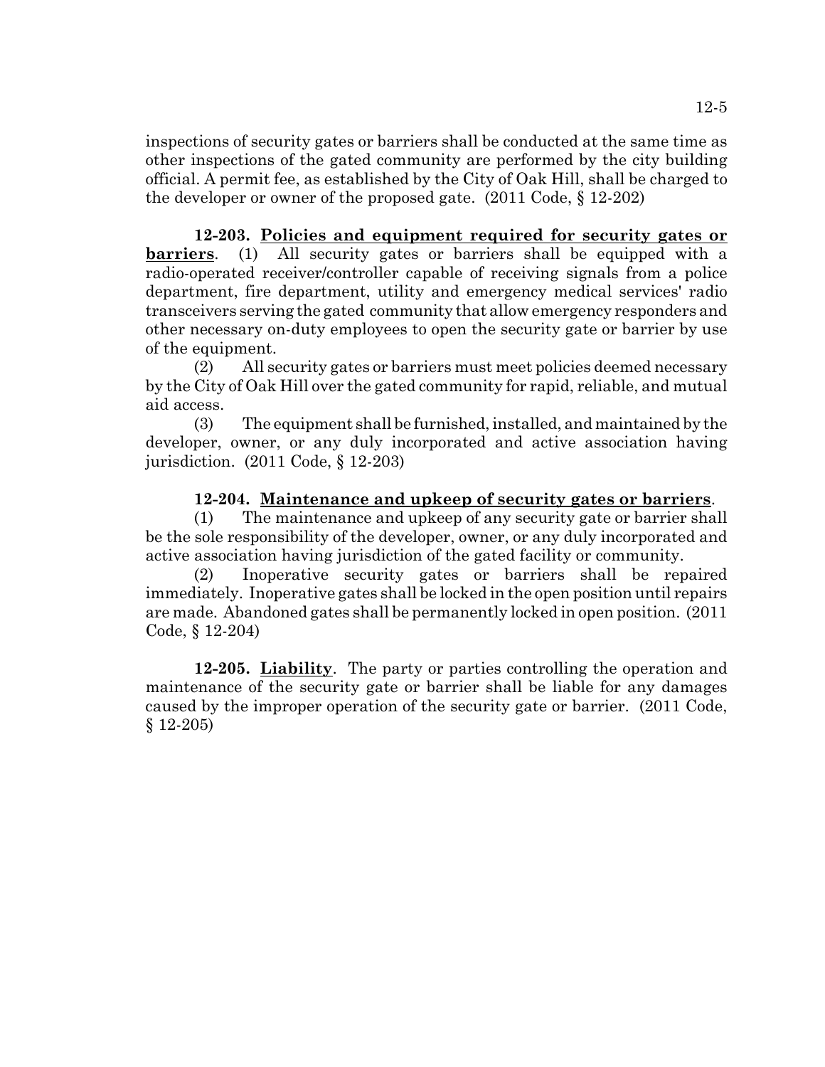inspections of security gates or barriers shall be conducted at the same time as other inspections of the gated community are performed by the city building official. A permit fee, as established by the City of Oak Hill, shall be charged to the developer or owner of the proposed gate. (2011 Code, § 12-202)

**12-203. Policies and equipment required for security gates or barriers**. (1) All security gates or barriers shall be equipped with a radio-operated receiver/controller capable of receiving signals from a police department, fire department, utility and emergency medical services' radio transceivers serving the gated community that allow emergency responders and other necessary on-duty employees to open the security gate or barrier by use of the equipment.

(2) All security gates or barriers must meet policies deemed necessary by the City of Oak Hill over the gated community for rapid, reliable, and mutual aid access.

(3) The equipment shall be furnished, installed, and maintained by the developer, owner, or any duly incorporated and active association having jurisdiction. (2011 Code, § 12-203)

**12-204. Maintenance and upkeep of security gates or barriers**.

(1) The maintenance and upkeep of any security gate or barrier shall be the sole responsibility of the developer, owner, or any duly incorporated and active association having jurisdiction of the gated facility or community.

(2) Inoperative security gates or barriers shall be repaired immediately. Inoperative gates shall be locked in the open position until repairs are made. Abandoned gates shall be permanently locked in open position. (2011 Code, § 12-204)

**12-205. Liability**. The party or parties controlling the operation and maintenance of the security gate or barrier shall be liable for any damages caused by the improper operation of the security gate or barrier. (2011 Code, § 12-205)